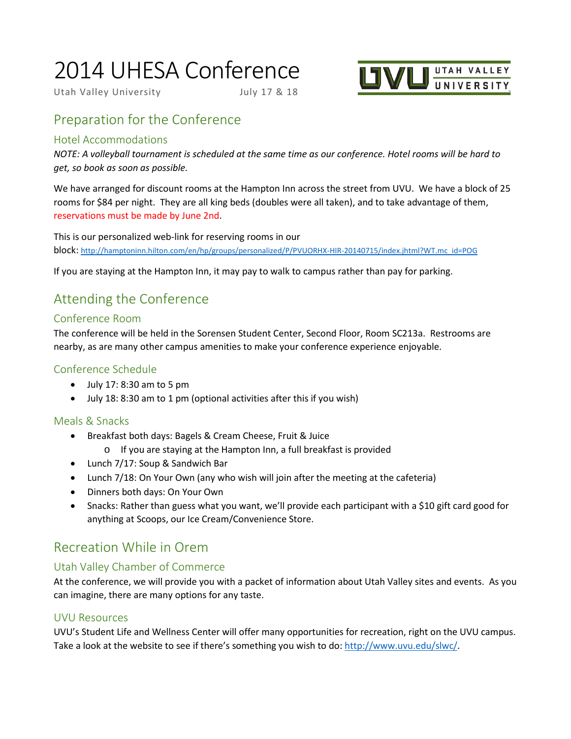# 2014 UHESA Conference

Utah Valley University July 17 & 18

## Preparation for the Conference

### Hotel Accommodations

*NOTE: A volleyball tournament is scheduled at the same time as our conference. Hotel rooms will be hard to get, so book as soon as possible.*

We have arranged for discount rooms at the Hampton Inn across the street from UVU. We have a block of 25 rooms for $84 per night. They are all king beds (doubles were all taken), and to take advantage of them, reservations must be made by June 2nd.

This is our personalized web-link for reserving rooms in our block: http://hamptoninn.hilton.com/en/hp/groups/personalized/P/PVUORHX-HIR-20140715/index.jhtml?WT.mc_id=POG

If you are staying at the Hampton Inn, it may pay to walk to campus rather than pay for parking.

## Attending the Conference

### Conference Room

The conference will be held in the Sorensen Student Center, Second Floor, Room SC213a. Restrooms are nearby, as are many other campus amenities to make your conference experience enjoyable.

### Conference Schedule

- July 17: 8:30 am to 5 pm
- July 18: 8:30 am to 1 pm (optional activities after this if you wish)

### Meals & Snacks

- Breakfast both days: Bagels & Cream Cheese, Fruit & Juice
    - If you are staying at the Hampton Inn, a full breakfast is provided
- Lunch 7/17: Soup & Sandwich Bar
- Lunch 7/18: On Your Own (any who wish will join after the meeting at the cafeteria)
- Dinners both days: On Your Own
- Snacks: Rather than guess what you want, we'll provide each participant with a $10 gift card good for anything at Scoops, our Ice Cream/Convenience Store.

## Recreation While in Orem

### Utah Valley Chamber of Commerce

At the conference, we will provide you with a packet of information about Utah Valley sites and events. As you can imagine, there are many options for any taste.

### UVU Resources

UVU's Student Life and Wellness Center will offer many opportunities for recreation, right on the UVU campus. Take a look at the website to see if there's something you wish to do: http://www.uvu.edu/slwc/.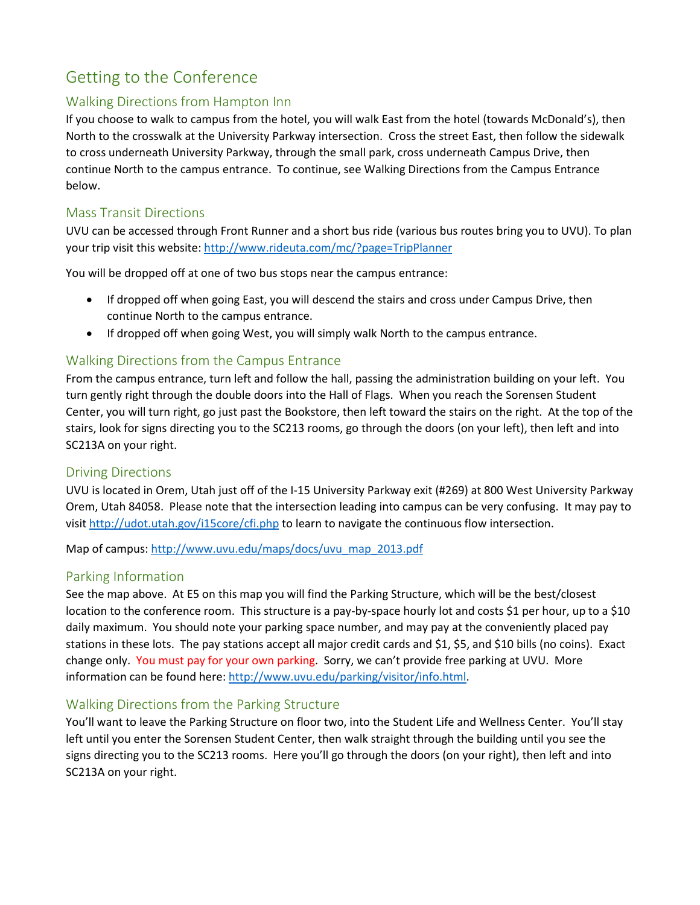# Getting to the Conference

## Walking Directions from Hampton Inn

If you choose to walk to campus from the hotel, you will walk East from the hotel (towards McDonald's), then North to the crosswalk at the University Parkway intersection. Cross the street East, then follow the sidewalk to cross underneath University Parkway, through the small park, cross underneath Campus Drive, then continue North to the campus entrance. To continue, see Walking Directions from the Campus Entrance below.

## Mass Transit Directions

UVU can be accessed through Front Runner and a short bus ride (various bus routes bring you to UVU). To plan your trip visit this website: [http://www.rideuta.com/mc/?page=TripPlanner](http://www.rideuta.com/mc/?page=TripPlanner)

You will be dropped off at one of two bus stops near the campus entrance:

- If dropped off when going East, you will descend the stairs and cross under Campus Drive, then continue North to the campus entrance.
- If dropped off when going West, you will simply walk North to the campus entrance.

## Walking Directions from the Campus Entrance

From the campus entrance, turn left and follow the hall, passing the administration building on your left. You turn gently right through the double doors into the Hall of Flags. When you reach the Sorensen Student Center, you will turn right, go just past the Bookstore, then left toward the stairs on the right. At the top of the stairs, look for signs directing you to the SC213 rooms, go through the doors (on your left), then left and into SC213A on your right.

## Driving Directions

UVU is located in Orem, Utah just off of the I-15 University Parkway exit (#269) at 800 West University Parkway Orem, Utah 84058. Please note that the intersection leading into campus can be very confusing. It may pay to visit [http://udot.utah.gov/i15core/cfi.php](http://udot.utah.gov/i15core/cfi.php) to learn to navigate the continuous flow intersection.

Map of campus: [http://www.uvu.edu/maps/docs/uvu_map_2013.pdf](http://www.uvu.edu/maps/docs/uvu_map_2013.pdf)

## Parking Information

See the map above. At E5 on this map you will find the Parking Structure, which will be the best/closest location to the conference room. This structure is a pay-by-space hourly lot and costs $1 per hour, up to a $10 daily maximum. You should note your parking space number, and may pay at the conveniently placed pay stations in these lots. The pay stations accept all major credit cards and $1, $5, and $10 bills (no coins). Exact change only. You must pay for your own parking. Sorry, we can't provide free parking at UVU. More information can be found here: [http://www.uvu.edu/parking/visitor/info.html](http://www.uvu.edu/parking/visitor/info.html).

## Walking Directions from the Parking Structure

You'll want to leave the Parking Structure on floor two, into the Student Life and Wellness Center. You'll stay left until you enter the Sorensen Student Center, then walk straight through the building until you see the signs directing you to the SC213 rooms. Here you'll go through the doors (on your right), then left and into SC213A on your right.